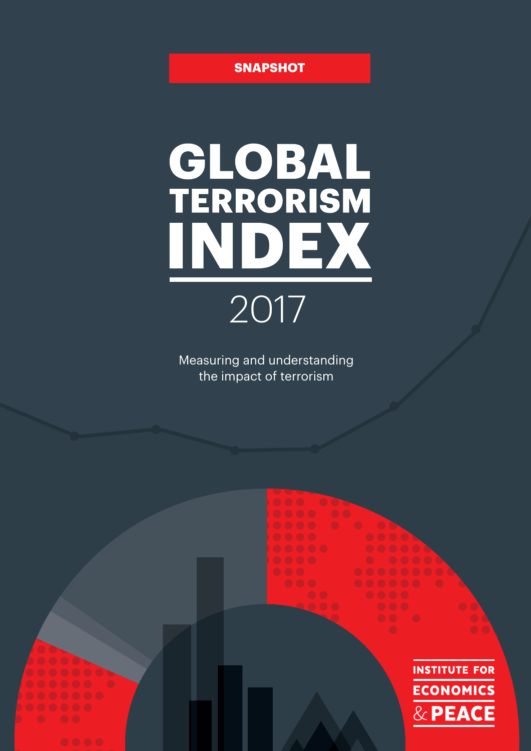SNAPSHOT

# GLOBAL TERRORISM INDEX

2017

Measuring and understanding the impact of terrorism

INSTITUTE FOR ECONOMICS & PEACE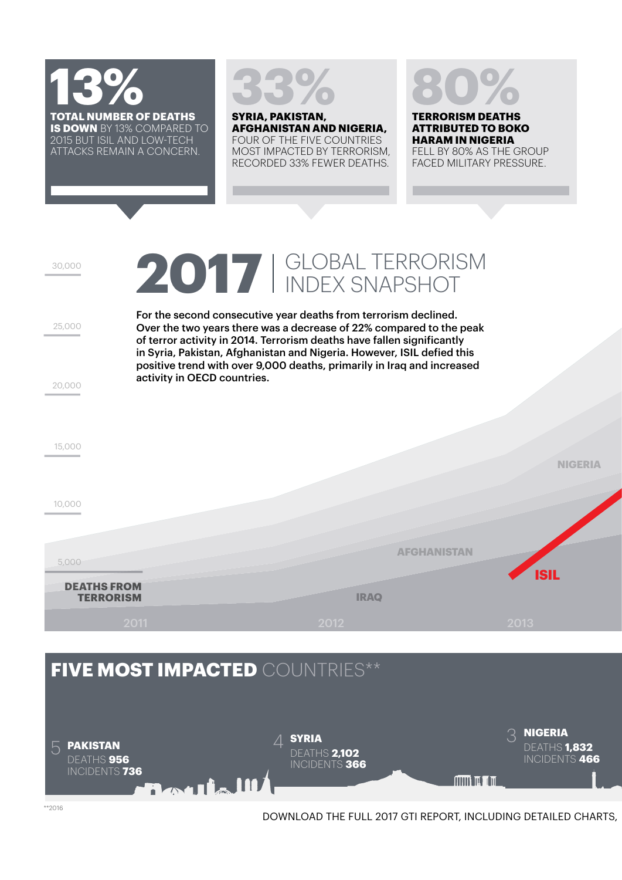**13%**

**TOTAL NUMBER OF DEATHS IS DOWN** BY 13% COMPARED TO 2015 BUT ISIL AND LOW-TECH ATTACKS REMAIN A CONCERN.

**33%**

**SYRIA, PAKISTAN, AFGHANISTAN AND NIGERIA,** FOUR OF THE FIVE COUNTRIES MOST IMPACTED BY TERRORISM, RECORDED 33% FEWER DEATHS.

**80%**

**TERRORISM DEATHS ATTRIBUTED TO BOKO HARAM IN NIGERIA** FELL BY 80% AS THE GROUP FACED MILITARY PRESSURE.

# 2017 | GLOBAL TERRORISM INDEX SNAPSHOT

**For the second consecutive year deaths from terrorism declined. Over the two years there was a decrease of 22% compared to the peak of terror activity in 2014. Terrorism deaths have fallen significantly in Syria, Pakistan, Afghanistan and Nigeria. However, ISIL defied this positive trend with over 9,000 deaths, primarily in Iraq and increased activity in OECD countries.**

**DEATHS FROM TERRORISM**

30,000 | 25,000 | 20,000 | 15,000 | 10,000 | 5,000

2011 | 2012 | 2013

NIGERIA | AFGHANISTAN | IRAQ | ISIL

## FIVE MOST IMPACTED COUNTRIES**

5 **PAKISTAN**
DEATHS **956**
INCIDENTS **736**

4 **SYRIA**
DEATHS **2,102**
INCIDENTS **366**

3 **NIGERIA**
DEATHS **1,832**
INCIDENTS **466**

**2016

DOWNLOAD THE FULL 2017 GTI REPORT, INCLUDING DETAILED CHARTS,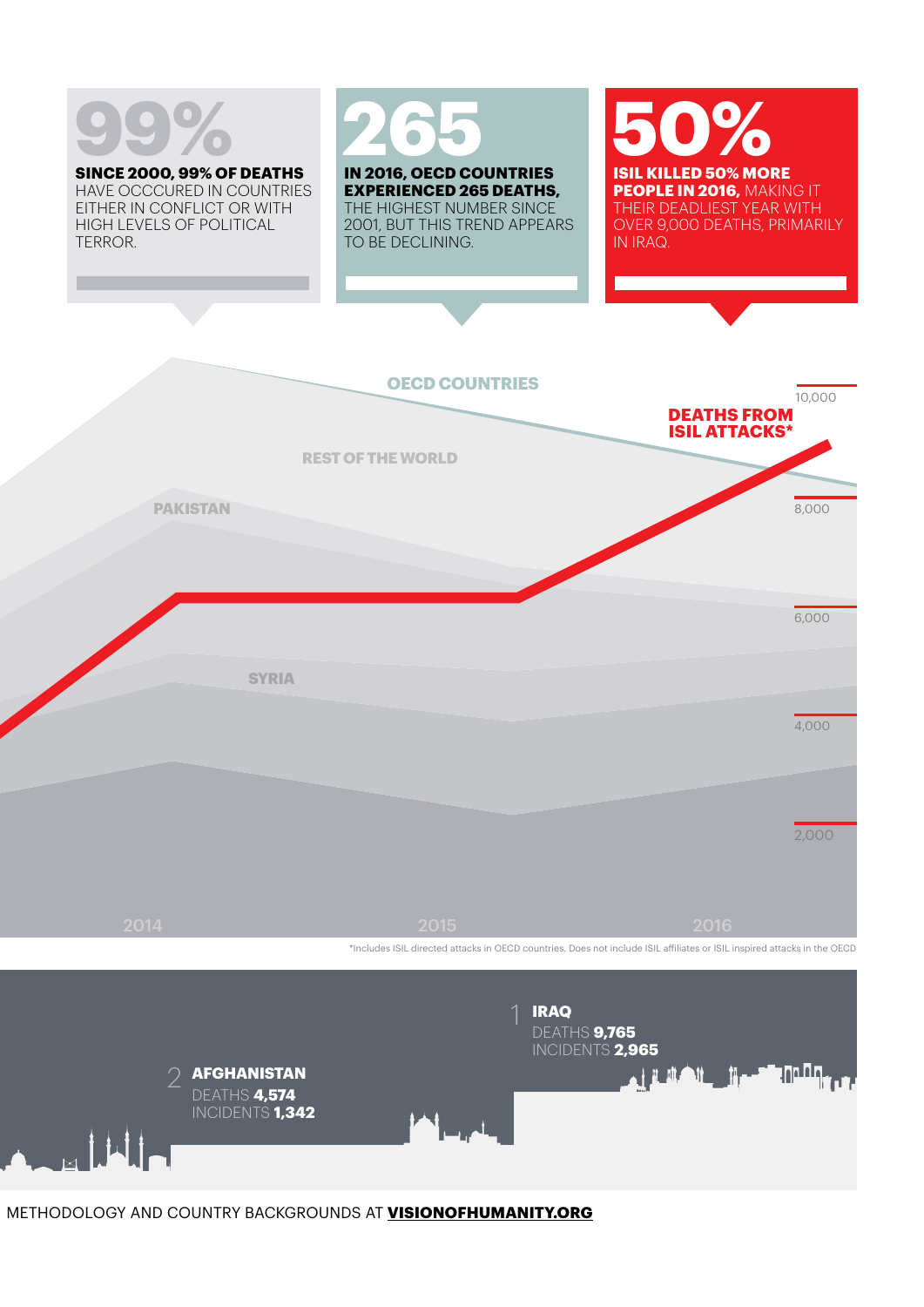# 99%

**SINCE 2000, 99% OF DEATHS** HAVE OCCCURED IN COUNTRIES EITHER IN CONFLICT OR WITH HIGH LEVELS OF POLITICAL TERROR.

# 265

**IN 2016, OECD COUNTRIES EXPERIENCED 265 DEATHS,** THE HIGHEST NUMBER SINCE 2001, BUT THIS TREND APPEARS TO BE DECLINING.

# 50%

**ISIL KILLED 50% MORE PEOPLE IN 2016,** MAKING IT THEIR DEADLIEST YEAR WITH OVER 9,000 DEATHS, PRIMARILY IN IRAQ.

OECD COUNTRIES

DEATHS FROM ISIL ATTACKS*

REST OF THE WORLD

PAKISTAN

SYRIA

10,000

8,000

6,000

4,000

2,000

2014 2015 2016

*Includes ISIL directed attacks in OECD countries. Does not include ISIL affiliates or ISIL inspired attacks in the OECD

1 **IRAQ**
DEATHS **9,765**
INCIDENTS **2,965**

2 **AFGHANISTAN**
DEATHS **4,574**
INCIDENTS **1,342**

METHODOLOGY AND COUNTRY BACKGROUNDS AT **VISIONOFHUMANITY.ORG**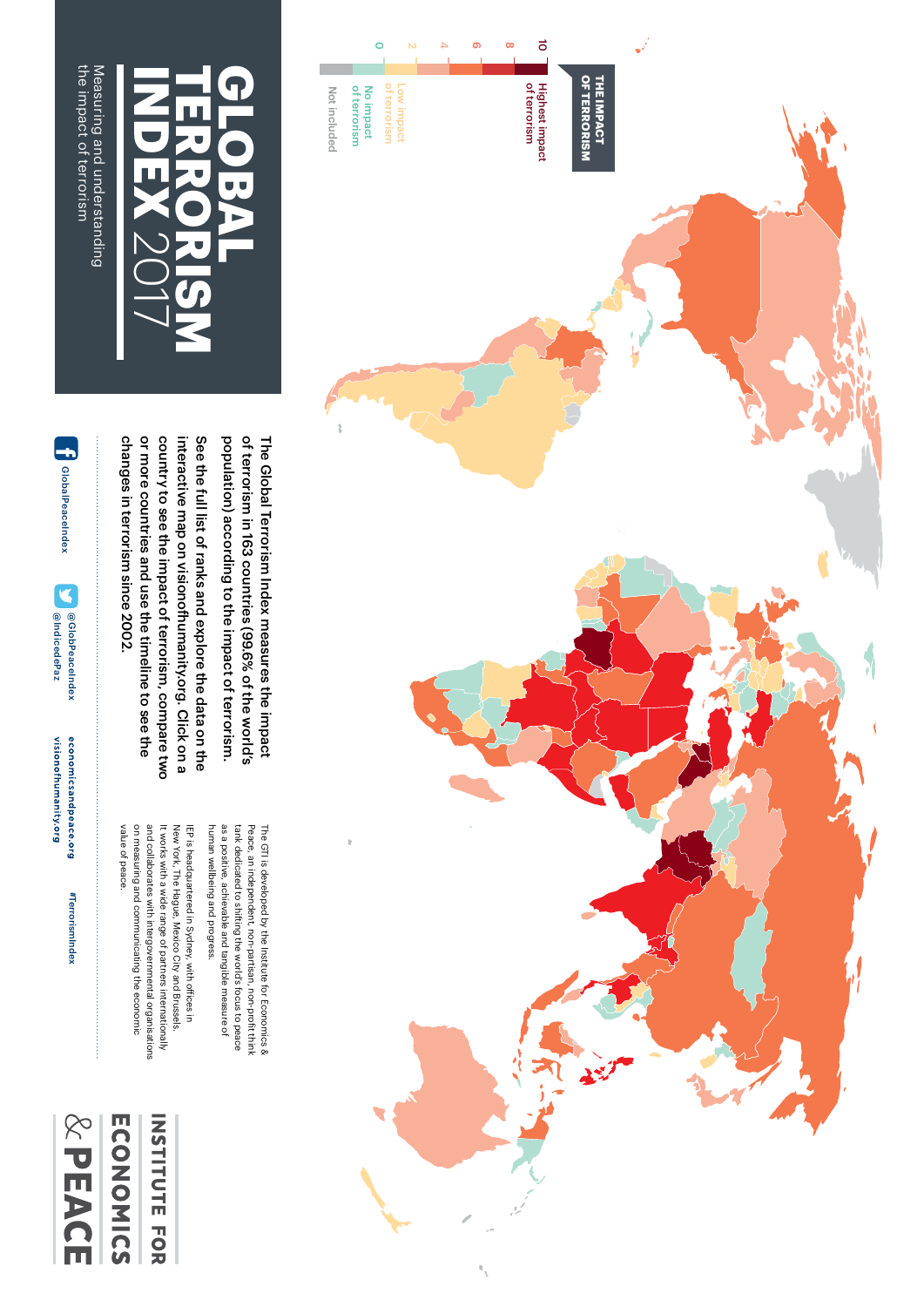# GLOBAL TERRORISM INDEX 2017

Measuring and understanding the impact of terrorism

THE IMPACT OF TERRORISM

10 Highest impact of terrorism
8
6
4
2 Low impact of terrorism
0 No impact of terrorism
Not included

**The Global Terrorism Index measures the impact of terrorism in 163 countries (99.6% of the world's population) according to the impact of terrorism.**

**See the full list of ranks and explore the data on the interactive map on visionofhumanity.org. Click on a country to see the impact of terrorism, compare two or more countries and use the timeline to see the changes in terrorism since 2002.**

The GTI is developed by the Institute for Economics & Peace, an independent, non-partisan, non-profit think tank dedicated to shifting the world's focus to peace as a positive, achievable and tangible measure of human wellbeing and progress.

IEP is headquartered in Sydney, with offices in New York, The Hague, Mexico City and Brussels. It works with a wide range of partners internationally and collaborates with intergovernmental organisations on measuring and communicating the economic value of peace.

GlobalPeaceIndex

@GlobPeaceIndex
@IndicedePaz

economicsandpeace.org
visionofhumanity.org

#TerrorismIndex

INSTITUTE FOR ECONOMICS & PEACE